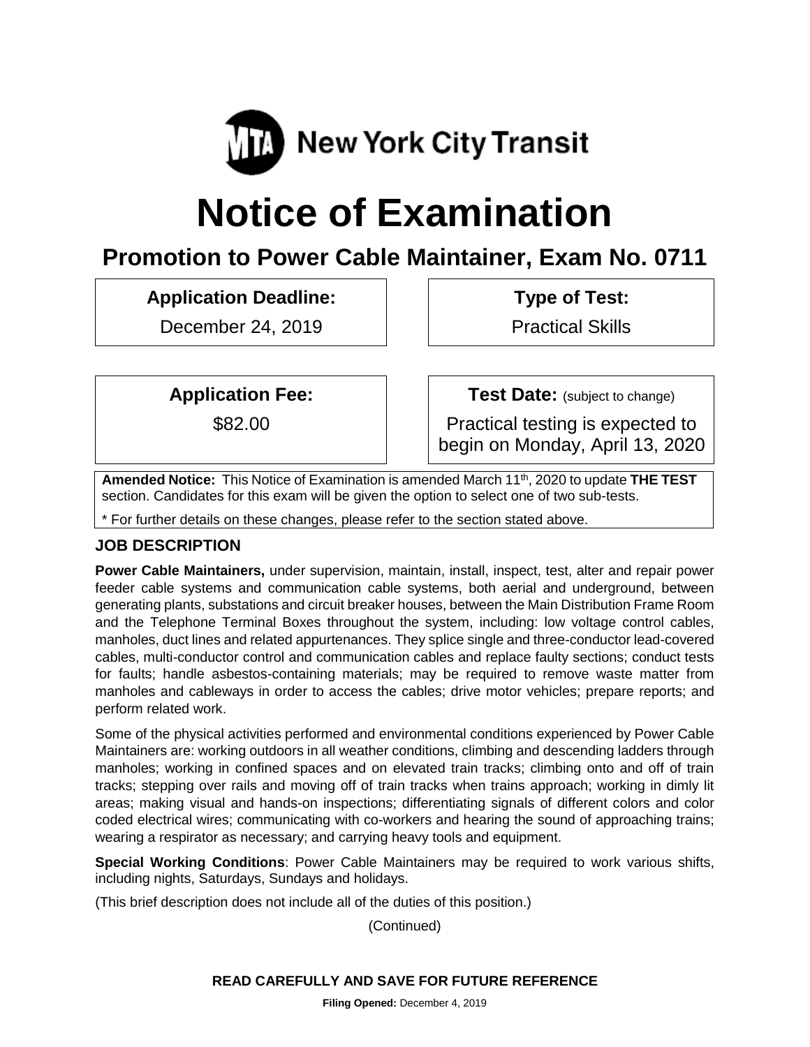New York City Transit

# Notice of Examination

## Promotion to Power Cable Maintainer, Exam No. 0711

| **Application Deadline:** | **Type of Test:** |
| --- | --- |
| December 24, 2019 | Practical Skills |
| **Application Fee:** | **Test Date:** (subject to change) |
| $82.00 | Practical testing is expected to begin on Monday, April 13, 2020 |

**Amended Notice:** This Notice of Examination is amended March 11th, 2020 to update **THE TEST** section. Candidates for this exam will be given the option to select one of two sub-tests.

* For further details on these changes, please refer to the section stated above.

### JOB DESCRIPTION

**Power Cable Maintainers,** under supervision, maintain, install, inspect, test, alter and repair power feeder cable systems and communication cable systems, both aerial and underground, between generating plants, substations and circuit breaker houses, between the Main Distribution Frame Room and the Telephone Terminal Boxes throughout the system, including: low voltage control cables, manholes, duct lines and related appurtenances. They splice single and three-conductor lead-covered cables, multi-conductor control and communication cables and replace faulty sections; conduct tests for faults; handle asbestos-containing materials; may be required to remove waste matter from manholes and cableways in order to access the cables; drive motor vehicles; prepare reports; and perform related work.

Some of the physical activities performed and environmental conditions experienced by Power Cable Maintainers are: working outdoors in all weather conditions, climbing and descending ladders through manholes; working in confined spaces and on elevated train tracks; climbing onto and off of train tracks; stepping over rails and moving off of train tracks when trains approach; working in dimly lit areas; making visual and hands-on inspections; differentiating signals of different colors and color coded electrical wires; communicating with co-workers and hearing the sound of approaching trains; wearing a respirator as necessary; and carrying heavy tools and equipment.

**Special Working Conditions**: Power Cable Maintainers may be required to work various shifts, including nights, Saturdays, Sundays and holidays.

(This brief description does not include all of the duties of this position.)

(Continued)

**READ CAREFULLY AND SAVE FOR FUTURE REFERENCE**

**Filing Opened:** December 4, 2019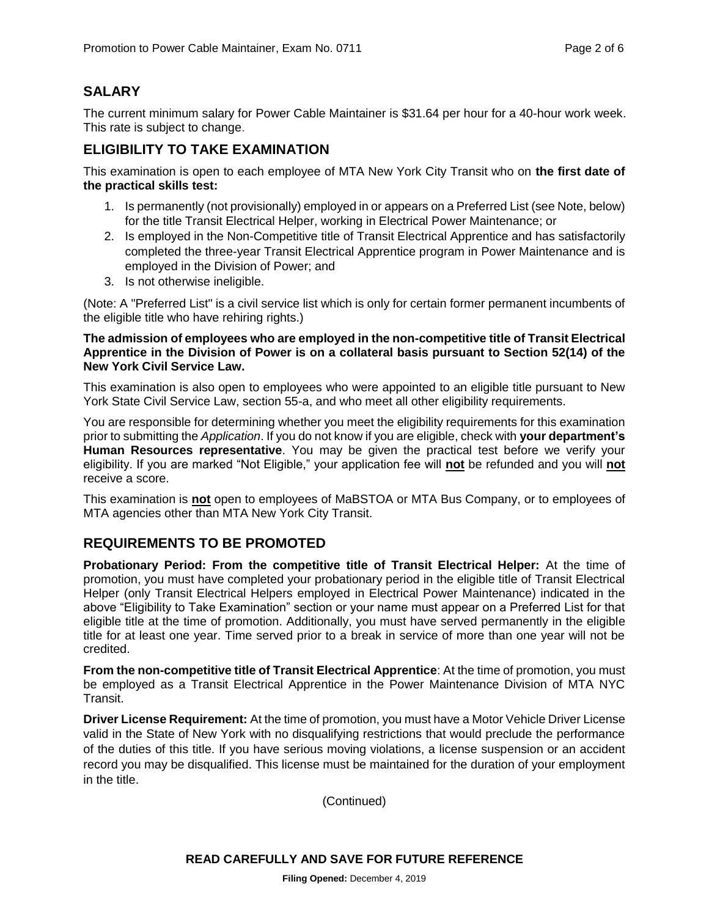## SALARY

The current minimum salary for Power Cable Maintainer is $31.64 per hour for a 40-hour work week. This rate is subject to change.

## ELIGIBILITY TO TAKE EXAMINATION

This examination is open to each employee of MTA New York City Transit who on **the first date of the practical skills test:**

1. Is permanently (not provisionally) employed in or appears on a Preferred List (see Note, below) for the title Transit Electrical Helper, working in Electrical Power Maintenance; or
2. Is employed in the Non-Competitive title of Transit Electrical Apprentice and has satisfactorily completed the three-year Transit Electrical Apprentice program in Power Maintenance and is employed in the Division of Power; and
3. Is not otherwise ineligible.

(Note: A "Preferred List" is a civil service list which is only for certain former permanent incumbents of the eligible title who have rehiring rights.)

**The admission of employees who are employed in the non-competitive title of Transit Electrical Apprentice in the Division of Power is on a collateral basis pursuant to Section 52(14) of the New York Civil Service Law.**

This examination is also open to employees who were appointed to an eligible title pursuant to New York State Civil Service Law, section 55-a, and who meet all other eligibility requirements.

You are responsible for determining whether you meet the eligibility requirements for this examination prior to submitting the *Application*. If you do not know if you are eligible, check with **your department's Human Resources representative**. You may be given the practical test before we verify your eligibility. If you are marked "Not Eligible," your application fee will **not** be refunded and you will **not** receive a score.

This examination is **not** open to employees of MaBSTOA or MTA Bus Company, or to employees of MTA agencies other than MTA New York City Transit.

## REQUIREMENTS TO BE PROMOTED

**Probationary Period: From the competitive title of Transit Electrical Helper:** At the time of promotion, you must have completed your probationary period in the eligible title of Transit Electrical Helper (only Transit Electrical Helpers employed in Electrical Power Maintenance) indicated in the above "Eligibility to Take Examination" section or your name must appear on a Preferred List for that eligible title at the time of promotion. Additionally, you must have served permanently in the eligible title for at least one year. Time served prior to a break in service of more than one year will not be credited.

**From the non-competitive title of Transit Electrical Apprentice**: At the time of promotion, you must be employed as a Transit Electrical Apprentice in the Power Maintenance Division of MTA NYC Transit.

**Driver License Requirement:** At the time of promotion, you must have a Motor Vehicle Driver License valid in the State of New York with no disqualifying restrictions that would preclude the performance of the duties of this title. If you have serious moving violations, a license suspension or an accident record you may be disqualified. This license must be maintained for the duration of your employment in the title.

(Continued)

**READ CAREFULLY AND SAVE FOR FUTURE REFERENCE**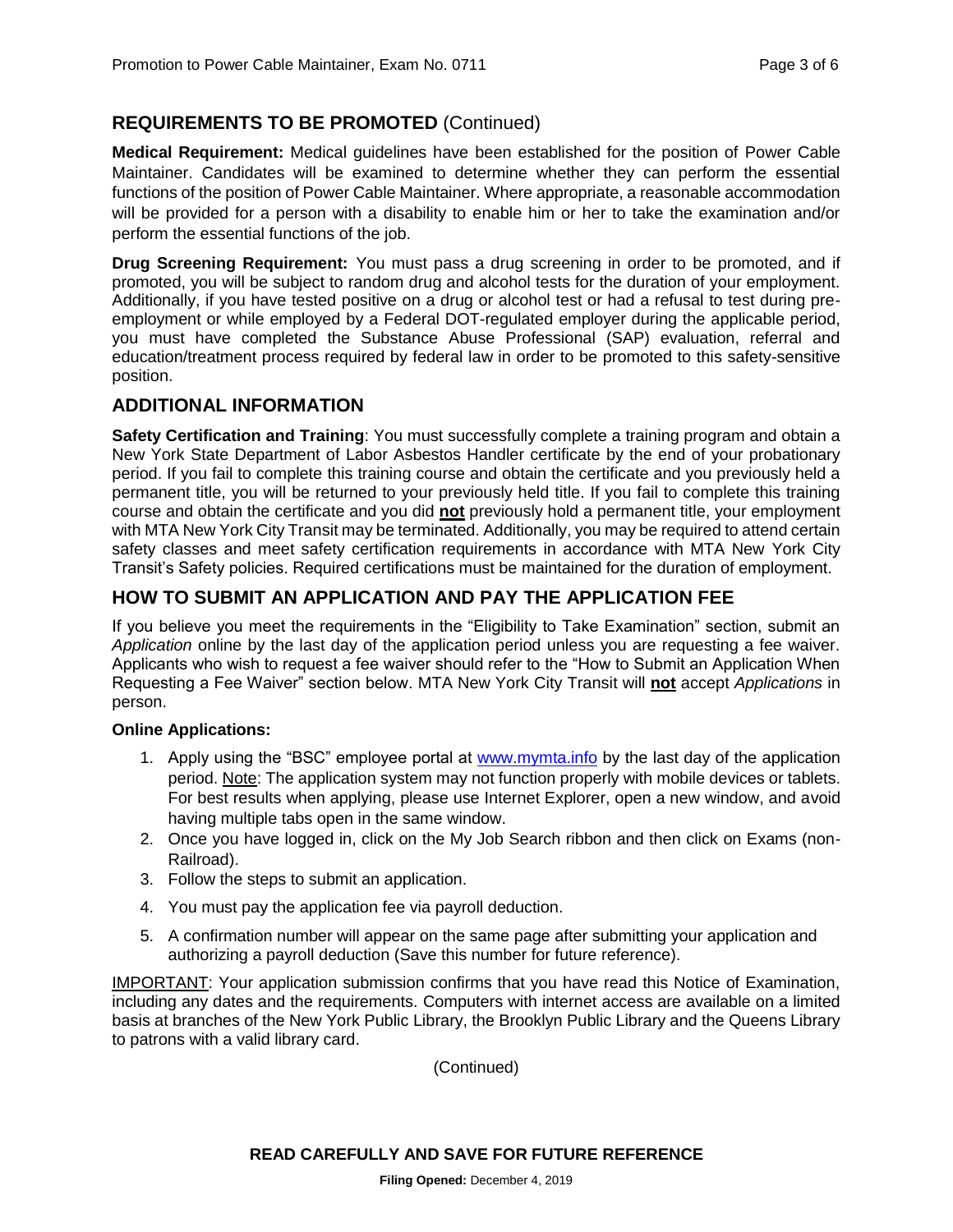## REQUIREMENTS TO BE PROMOTED (Continued)

**Medical Requirement:** Medical guidelines have been established for the position of Power Cable Maintainer. Candidates will be examined to determine whether they can perform the essential functions of the position of Power Cable Maintainer. Where appropriate, a reasonable accommodation will be provided for a person with a disability to enable him or her to take the examination and/or perform the essential functions of the job.

**Drug Screening Requirement:** You must pass a drug screening in order to be promoted, and if promoted, you will be subject to random drug and alcohol tests for the duration of your employment. Additionally, if you have tested positive on a drug or alcohol test or had a refusal to test during pre-employment or while employed by a Federal DOT-regulated employer during the applicable period, you must have completed the Substance Abuse Professional (SAP) evaluation, referral and education/treatment process required by federal law in order to be promoted to this safety-sensitive position.

## ADDITIONAL INFORMATION

**Safety Certification and Training**: You must successfully complete a training program and obtain a New York State Department of Labor Asbestos Handler certificate by the end of your probationary period. If you fail to complete this training course and obtain the certificate and you previously held a permanent title, you will be returned to your previously held title. If you fail to complete this training course and obtain the certificate and you did **not** previously hold a permanent title, your employment with MTA New York City Transit may be terminated. Additionally, you may be required to attend certain safety classes and meet safety certification requirements in accordance with MTA New York City Transit's Safety policies. Required certifications must be maintained for the duration of employment.

## HOW TO SUBMIT AN APPLICATION AND PAY THE APPLICATION FEE

If you believe you meet the requirements in the "Eligibility to Take Examination" section, submit an *Application* online by the last day of the application period unless you are requesting a fee waiver. Applicants who wish to request a fee waiver should refer to the "How to Submit an Application When Requesting a Fee Waiver" section below. MTA New York City Transit will **not** accept *Applications* in person.

**Online Applications:**

1. Apply using the "BSC" employee portal at www.mymta.info by the last day of the application period. Note: The application system may not function properly with mobile devices or tablets. For best results when applying, please use Internet Explorer, open a new window, and avoid having multiple tabs open in the same window.
2. Once you have logged in, click on the My Job Search ribbon and then click on Exams (non-Railroad).
3. Follow the steps to submit an application.
4. You must pay the application fee via payroll deduction.
5. A confirmation number will appear on the same page after submitting your application and authorizing a payroll deduction (Save this number for future reference).

IMPORTANT: Your application submission confirms that you have read this Notice of Examination, including any dates and the requirements. Computers with internet access are available on a limited basis at branches of the New York Public Library, the Brooklyn Public Library and the Queens Library to patrons with a valid library card.

(Continued)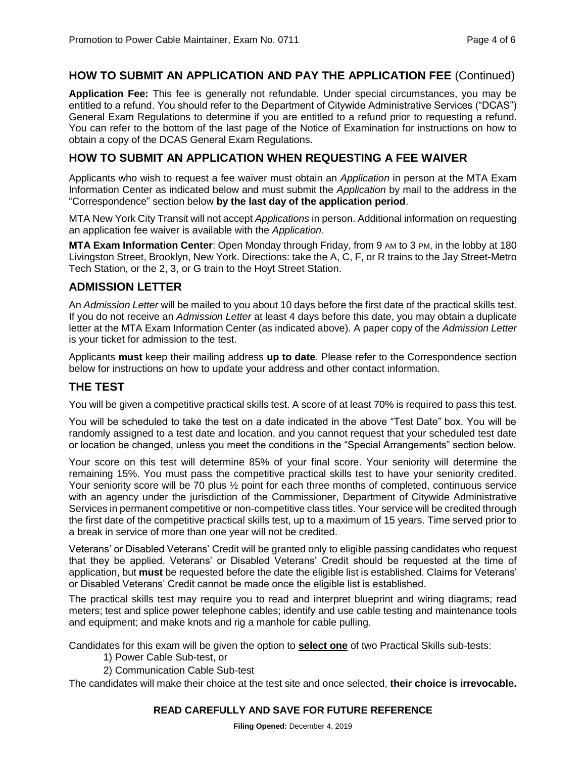## HOW TO SUBMIT AN APPLICATION AND PAY THE APPLICATION FEE (Continued)

**Application Fee:** This fee is generally not refundable. Under special circumstances, you may be entitled to a refund. You should refer to the Department of Citywide Administrative Services ("DCAS") General Exam Regulations to determine if you are entitled to a refund prior to requesting a refund. You can refer to the bottom of the last page of the Notice of Examination for instructions on how to obtain a copy of the DCAS General Exam Regulations.

## HOW TO SUBMIT AN APPLICATION WHEN REQUESTING A FEE WAIVER

Applicants who wish to request a fee waiver must obtain an *Application* in person at the MTA Exam Information Center as indicated below and must submit the *Application* by mail to the address in the "Correspondence" section below **by the last day of the application period**.

MTA New York City Transit will not accept *Applications* in person. Additional information on requesting an application fee waiver is available with the *Application*.

**MTA Exam Information Center**: Open Monday through Friday, from 9 AM to 3 PM, in the lobby at 180 Livingston Street, Brooklyn, New York. Directions: take the A, C, F, or R trains to the Jay Street-Metro Tech Station, or the 2, 3, or G train to the Hoyt Street Station.

## ADMISSION LETTER

An *Admission Letter* will be mailed to you about 10 days before the first date of the practical skills test. If you do not receive an *Admission Letter* at least 4 days before this date, you may obtain a duplicate letter at the MTA Exam Information Center (as indicated above). A paper copy of the *Admission Letter* is your ticket for admission to the test.

Applicants **must** keep their mailing address **up to date**. Please refer to the Correspondence section below for instructions on how to update your address and other contact information.

## THE TEST

You will be given a competitive practical skills test. A score of at least 70% is required to pass this test.

You will be scheduled to take the test on a date indicated in the above "Test Date" box. You will be randomly assigned to a test date and location, and you cannot request that your scheduled test date or location be changed, unless you meet the conditions in the "Special Arrangements" section below.

Your score on this test will determine 85% of your final score. Your seniority will determine the remaining 15%. You must pass the competitive practical skills test to have your seniority credited. Your seniority score will be 70 plus ½ point for each three months of completed, continuous service with an agency under the jurisdiction of the Commissioner, Department of Citywide Administrative Services in permanent competitive or non-competitive class titles. Your service will be credited through the first date of the competitive practical skills test, up to a maximum of 15 years. Time served prior to a break in service of more than one year will not be credited.

Veterans' or Disabled Veterans' Credit will be granted only to eligible passing candidates who request that they be applied. Veterans' or Disabled Veterans' Credit should be requested at the time of application, but **must** be requested before the date the eligible list is established. Claims for Veterans' or Disabled Veterans' Credit cannot be made once the eligible list is established.

The practical skills test may require you to read and interpret blueprint and wiring diagrams; read meters; test and splice power telephone cables; identify and use cable testing and maintenance tools and equipment; and make knots and rig a manhole for cable pulling.

Candidates for this exam will be given the option to **select one** of two Practical Skills sub-tests:

1) Power Cable Sub-test, or
2) Communication Cable Sub-test

The candidates will make their choice at the test site and once selected, **their choice is irrevocable.**

**READ CAREFULLY AND SAVE FOR FUTURE REFERENCE**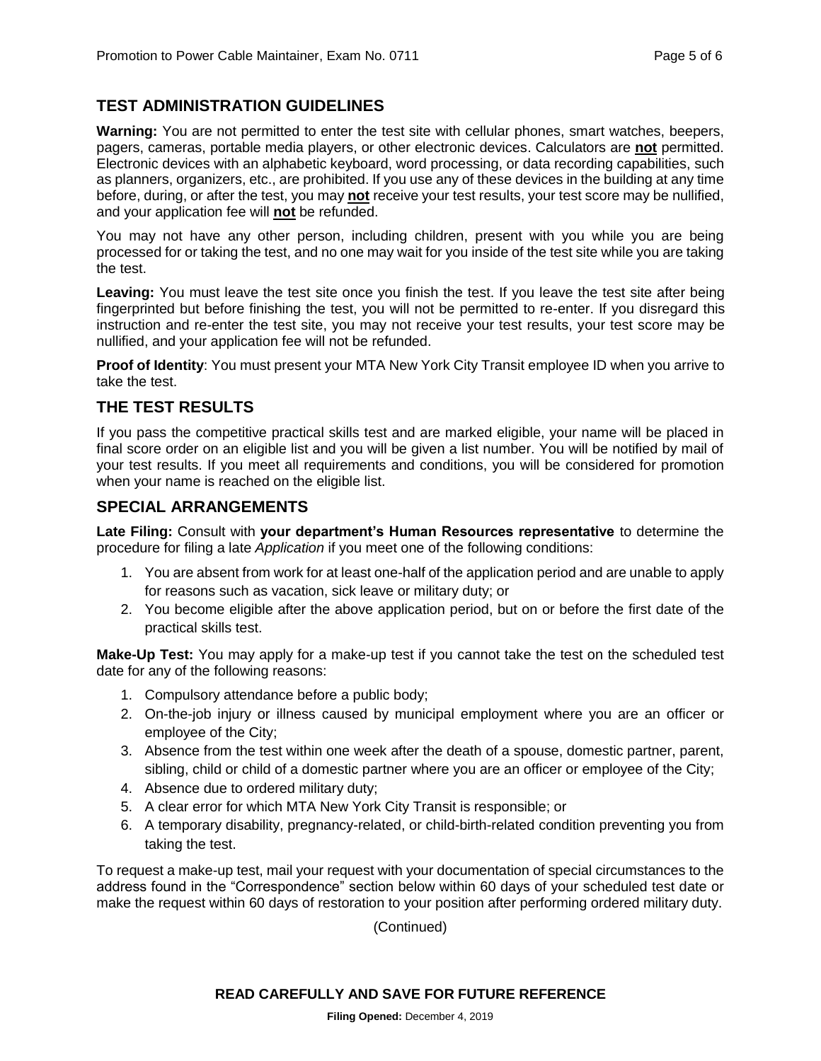## TEST ADMINISTRATION GUIDELINES

**Warning:** You are not permitted to enter the test site with cellular phones, smart watches, beepers, pagers, cameras, portable media players, or other electronic devices. Calculators are **not** permitted. Electronic devices with an alphabetic keyboard, word processing, or data recording capabilities, such as planners, organizers, etc., are prohibited. If you use any of these devices in the building at any time before, during, or after the test, you may **not** receive your test results, your test score may be nullified, and your application fee will **not** be refunded.

You may not have any other person, including children, present with you while you are being processed for or taking the test, and no one may wait for you inside of the test site while you are taking the test.

**Leaving:** You must leave the test site once you finish the test. If you leave the test site after being fingerprinted but before finishing the test, you will not be permitted to re-enter. If you disregard this instruction and re-enter the test site, you may not receive your test results, your test score may be nullified, and your application fee will not be refunded.

**Proof of Identity**: You must present your MTA New York City Transit employee ID when you arrive to take the test.

## THE TEST RESULTS

If you pass the competitive practical skills test and are marked eligible, your name will be placed in final score order on an eligible list and you will be given a list number. You will be notified by mail of your test results. If you meet all requirements and conditions, you will be considered for promotion when your name is reached on the eligible list.

## SPECIAL ARRANGEMENTS

**Late Filing:** Consult with **your department's Human Resources representative** to determine the procedure for filing a late *Application* if you meet one of the following conditions:

1. You are absent from work for at least one-half of the application period and are unable to apply for reasons such as vacation, sick leave or military duty; or
2. You become eligible after the above application period, but on or before the first date of the practical skills test.

**Make-Up Test:** You may apply for a make-up test if you cannot take the test on the scheduled test date for any of the following reasons:

1. Compulsory attendance before a public body;
2. On-the-job injury or illness caused by municipal employment where you are an officer or employee of the City;
3. Absence from the test within one week after the death of a spouse, domestic partner, parent, sibling, child or child of a domestic partner where you are an officer or employee of the City;
4. Absence due to ordered military duty;
5. A clear error for which MTA New York City Transit is responsible; or
6. A temporary disability, pregnancy-related, or child-birth-related condition preventing you from taking the test.

To request a make-up test, mail your request with your documentation of special circumstances to the address found in the "Correspondence" section below within 60 days of your scheduled test date or make the request within 60 days of restoration to your position after performing ordered military duty.

(Continued)

**READ CAREFULLY AND SAVE FOR FUTURE REFERENCE**

**Filing Opened:** December 4, 2019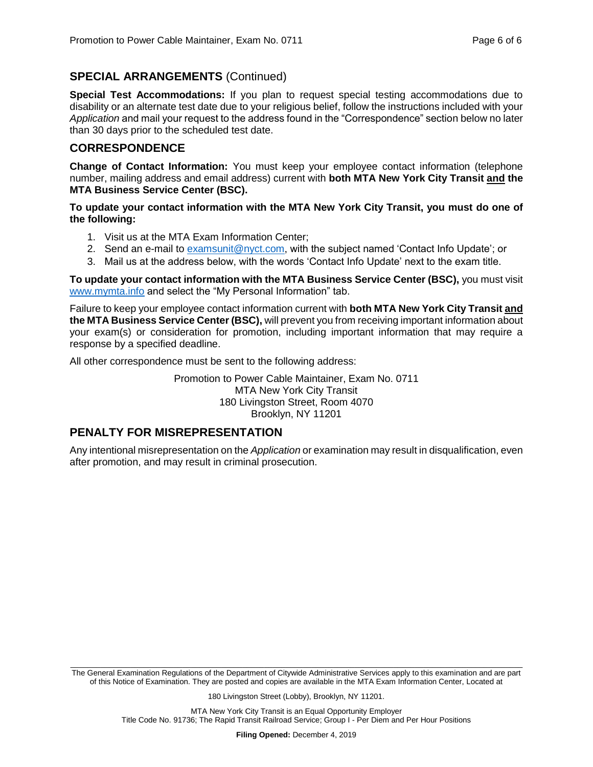## SPECIAL ARRANGEMENTS (Continued)

**Special Test Accommodations:** If you plan to request special testing accommodations due to disability or an alternate test date due to your religious belief, follow the instructions included with your *Application* and mail your request to the address found in the "Correspondence" section below no later than 30 days prior to the scheduled test date.

## CORRESPONDENCE

**Change of Contact Information:** You must keep your employee contact information (telephone number, mailing address and email address) current with **both MTA New York City Transit and the MTA Business Service Center (BSC).**

**To update your contact information with the MTA New York City Transit, you must do one of the following:**

1. Visit us at the MTA Exam Information Center;
2. Send an e-mail to examsunit@nyct.com, with the subject named 'Contact Info Update'; or
3. Mail us at the address below, with the words 'Contact Info Update' next to the exam title.

**To update your contact information with the MTA Business Service Center (BSC),** you must visit www.mymta.info and select the "My Personal Information" tab.

Failure to keep your employee contact information current with **both MTA New York City Transit and the MTA Business Service Center (BSC),** will prevent you from receiving important information about your exam(s) or consideration for promotion, including important information that may require a response by a specified deadline.

All other correspondence must be sent to the following address:

Promotion to Power Cable Maintainer, Exam No. 0711
MTA New York City Transit
180 Livingston Street, Room 4070
Brooklyn, NY 11201

## PENALTY FOR MISREPRESENTATION

Any intentional misrepresentation on the *Application* or examination may result in disqualification, even after promotion, and may result in criminal prosecution.

---

The General Examination Regulations of the Department of Citywide Administrative Services apply to this examination and are part of this Notice of Examination. They are posted and copies are available in the MTA Exam Information Center, Located at

180 Livingston Street (Lobby), Brooklyn, NY 11201.

MTA New York City Transit is an Equal Opportunity Employer
Title Code No. 91736; The Rapid Transit Railroad Service; Group I - Per Diem and Per Hour Positions

**Filing Opened:** December 4, 2019